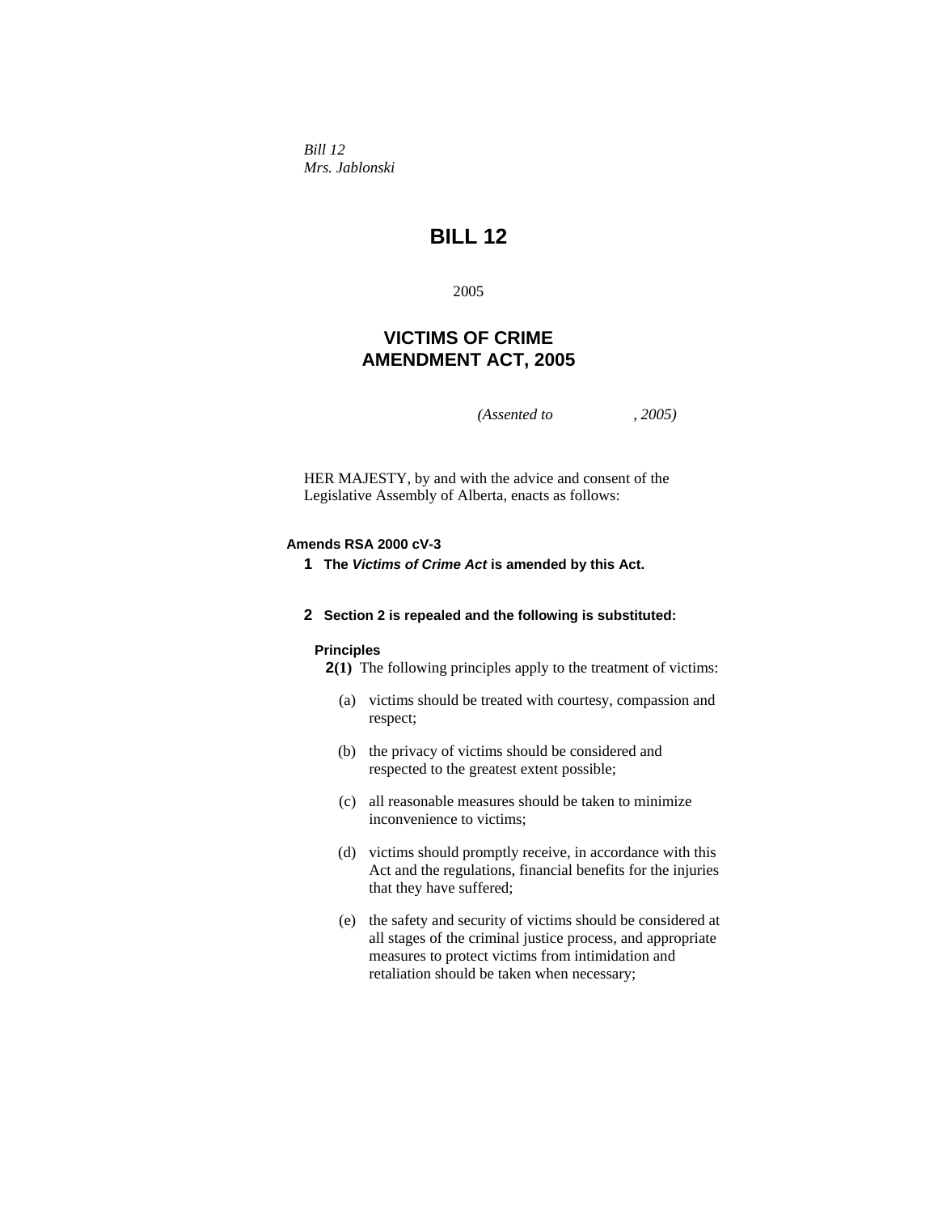*Bill 12*
*Mrs. Jablonski*

# BILL 12

2005

## VICTIMS OF CRIME AMENDMENT ACT, 2005

*(Assented to , 2005)*

HER MAJESTY, by and with the advice and consent of the Legislative Assembly of Alberta, enacts as follows:

**Amends RSA 2000 cV-3**

**1** **The *Victims of Crime Act* is amended by this Act.**

**2** **Section 2 is repealed and the following is substituted:**

**Principles**

**2(1)** The following principles apply to the treatment of victims:

(a) victims should be treated with courtesy, compassion and respect;

(b) the privacy of victims should be considered and respected to the greatest extent possible;

(c) all reasonable measures should be taken to minimize inconvenience to victims;

(d) victims should promptly receive, in accordance with this Act and the regulations, financial benefits for the injuries that they have suffered;

(e) the safety and security of victims should be considered at all stages of the criminal justice process, and appropriate measures to protect victims from intimidation and retaliation should be taken when necessary;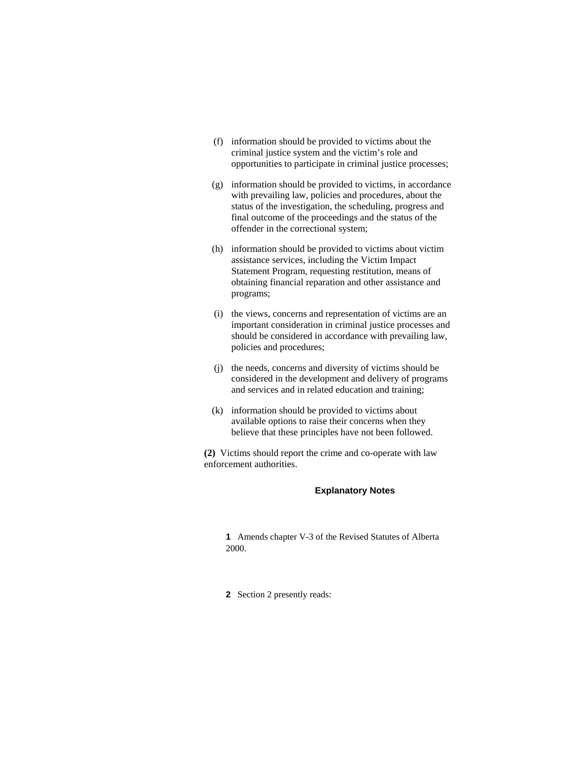(f) information should be provided to victims about the criminal justice system and the victim's role and opportunities to participate in criminal justice processes;

(g) information should be provided to victims, in accordance with prevailing law, policies and procedures, about the status of the investigation, the scheduling, progress and final outcome of the proceedings and the status of the offender in the correctional system;

(h) information should be provided to victims about victim assistance services, including the Victim Impact Statement Program, requesting restitution, means of obtaining financial reparation and other assistance and programs;

(i) the views, concerns and representation of victims are an important consideration in criminal justice processes and should be considered in accordance with prevailing law, policies and procedures;

(j) the needs, concerns and diversity of victims should be considered in the development and delivery of programs and services and in related education and training;

(k) information should be provided to victims about available options to raise their concerns when they believe that these principles have not been followed.

**(2)** Victims should report the crime and co-operate with law enforcement authorities.

## Explanatory Notes

**1** Amends chapter V-3 of the Revised Statutes of Alberta 2000.

**2** Section 2 presently reads: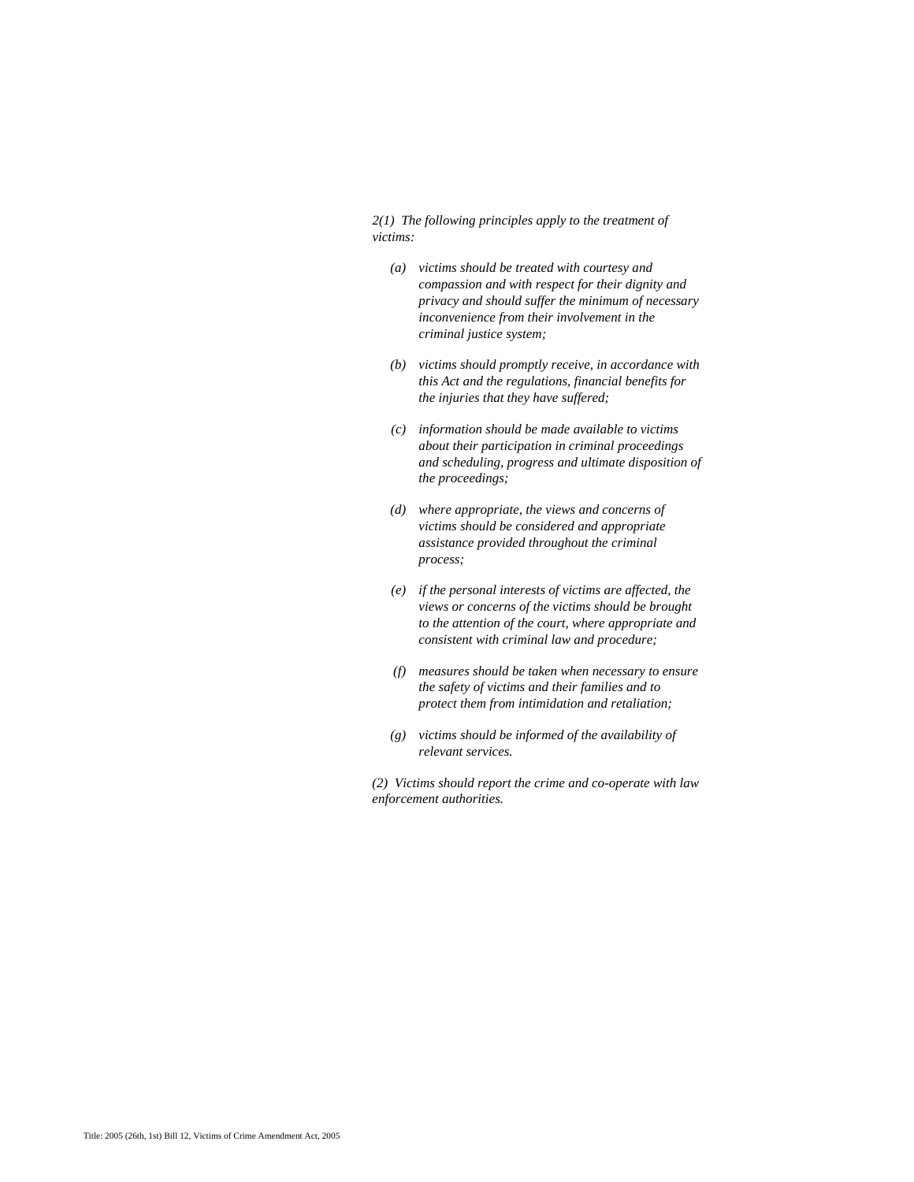*2(1) The following principles apply to the treatment of victims:*

- *(a) victims should be treated with courtesy and compassion and with respect for their dignity and privacy and should suffer the minimum of necessary inconvenience from their involvement in the criminal justice system;*
- *(b) victims should promptly receive, in accordance with this Act and the regulations, financial benefits for the injuries that they have suffered;*
- *(c) information should be made available to victims about their participation in criminal proceedings and scheduling, progress and ultimate disposition of the proceedings;*
- *(d) where appropriate, the views and concerns of victims should be considered and appropriate assistance provided throughout the criminal process;*
- *(e) if the personal interests of victims are affected, the views or concerns of the victims should be brought to the attention of the court, where appropriate and consistent with criminal law and procedure;*
- *(f) measures should be taken when necessary to ensure the safety of victims and their families and to protect them from intimidation and retaliation;*
- *(g) victims should be informed of the availability of relevant services.*

*(2) Victims should report the crime and co-operate with law enforcement authorities.*